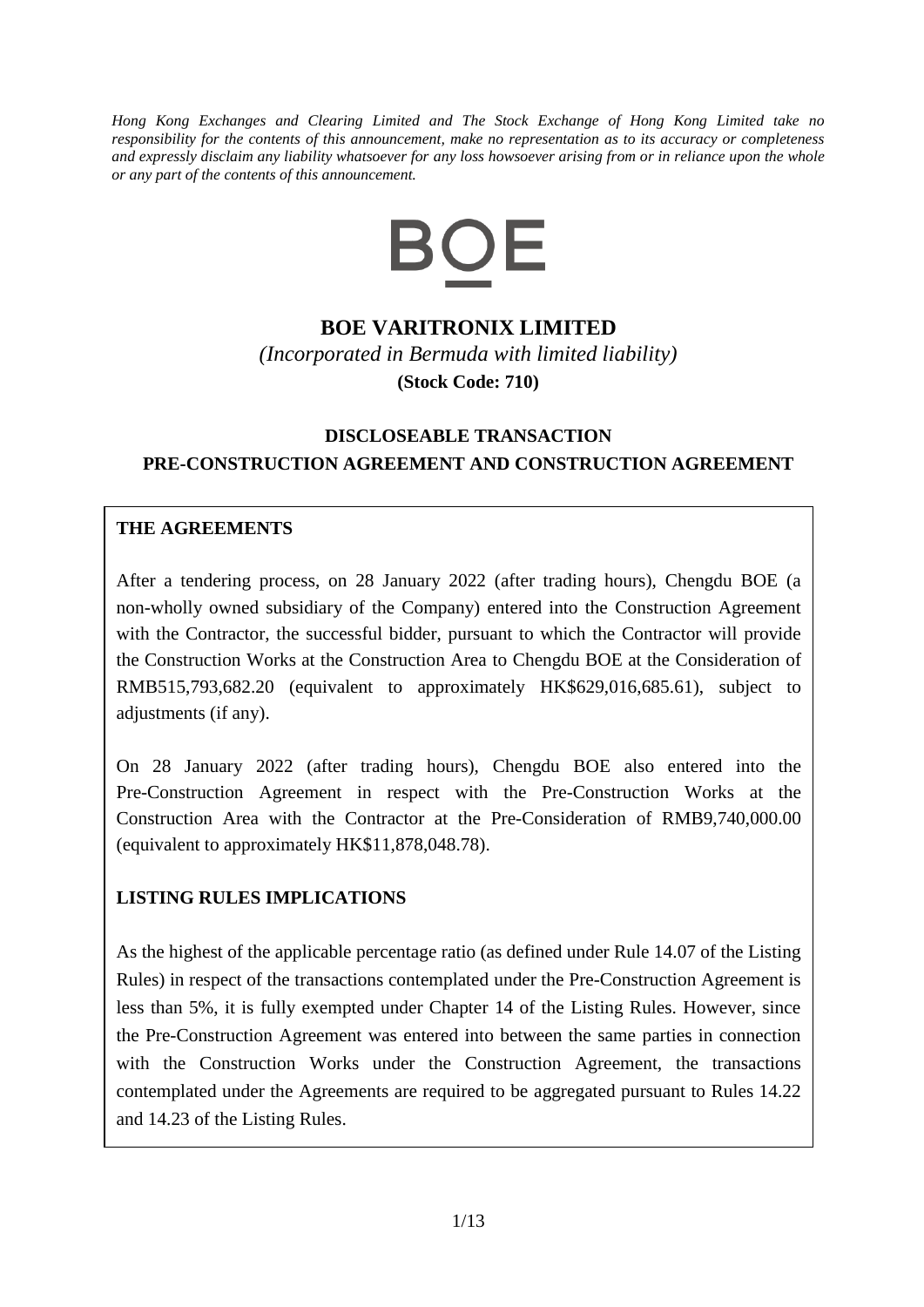*Hong Kong Exchanges and Clearing Limited and The Stock Exchange of Hong Kong Limited take no responsibility for the contents of this announcement, make no representation as to its accuracy or completeness and expressly disclaim any liability whatsoever for any loss howsoever arising from or in reliance upon the whole or any part of the contents of this announcement.*

BOE

# BOE VARITRONIX LIMITED

*(Incorporated in Bermuda with limited liability)*

**(Stock Code: 710)**

## DISCLOSEABLE TRANSACTION
## PRE-CONSTRUCTION AGREEMENT AND CONSTRUCTION AGREEMENT

**THE AGREEMENTS**

After a tendering process, on 28 January 2022 (after trading hours), Chengdu BOE (a non-wholly owned subsidiary of the Company) entered into the Construction Agreement with the Contractor, the successful bidder, pursuant to which the Contractor will provide the Construction Works at the Construction Area to Chengdu BOE at the Consideration of RMB515,793,682.20 (equivalent to approximately HK$629,016,685.61), subject to adjustments (if any).

On 28 January 2022 (after trading hours), Chengdu BOE also entered into the Pre-Construction Agreement in respect with the Pre-Construction Works at the Construction Area with the Contractor at the Pre-Consideration of RMB9,740,000.00 (equivalent to approximately HK$11,878,048.78).

**LISTING RULES IMPLICATIONS**

As the highest of the applicable percentage ratio (as defined under Rule 14.07 of the Listing Rules) in respect of the transactions contemplated under the Pre-Construction Agreement is less than 5%, it is fully exempted under Chapter 14 of the Listing Rules. However, since the Pre-Construction Agreement was entered into between the same parties in connection with the Construction Works under the Construction Agreement, the transactions contemplated under the Agreements are required to be aggregated pursuant to Rules 14.22 and 14.23 of the Listing Rules.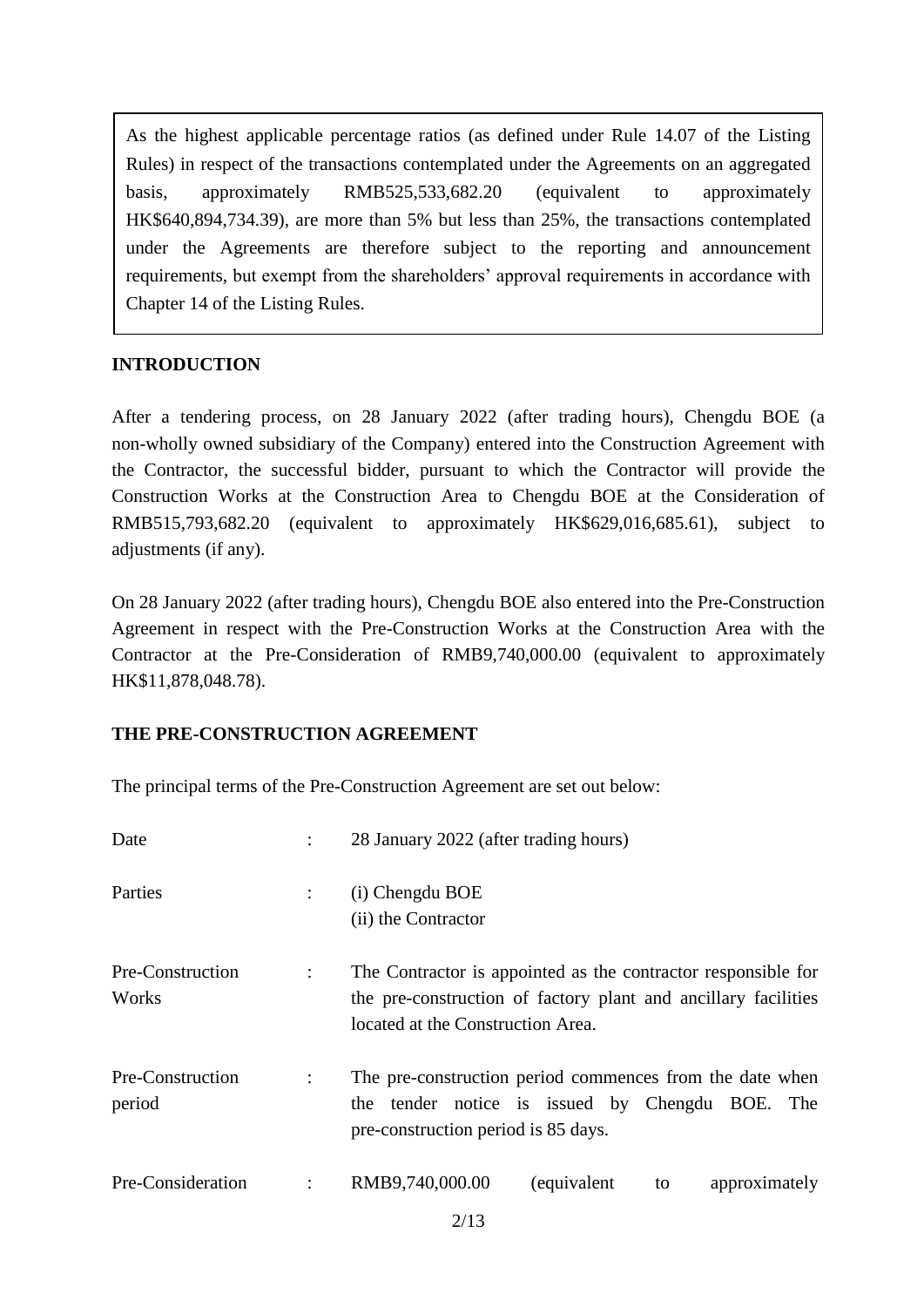As the highest applicable percentage ratios (as defined under Rule 14.07 of the Listing Rules) in respect of the transactions contemplated under the Agreements on an aggregated basis, approximately RMB525,533,682.20 (equivalent to approximately HK$640,894,734.39), are more than 5% but less than 25%, the transactions contemplated under the Agreements are therefore subject to the reporting and announcement requirements, but exempt from the shareholders' approval requirements in accordance with Chapter 14 of the Listing Rules.

**INTRODUCTION**

After a tendering process, on 28 January 2022 (after trading hours), Chengdu BOE (a non-wholly owned subsidiary of the Company) entered into the Construction Agreement with the Contractor, the successful bidder, pursuant to which the Contractor will provide the Construction Works at the Construction Area to Chengdu BOE at the Consideration of RMB515,793,682.20 (equivalent to approximately HK$629,016,685.61), subject to adjustments (if any).

On 28 January 2022 (after trading hours), Chengdu BOE also entered into the Pre-Construction Agreement in respect with the Pre-Construction Works at the Construction Area with the Contractor at the Pre-Consideration of RMB9,740,000.00 (equivalent to approximately HK$11,878,048.78).

**THE PRE-CONSTRUCTION AGREEMENT**

The principal terms of the Pre-Construction Agreement are set out below:

| | | |
|---|---|---|
| Date | : | 28 January 2022 (after trading hours) |
| Parties | : | (i) Chengdu BOE<br>(ii) the Contractor |
| Pre-Construction Works | : | The Contractor is appointed as the contractor responsible for the pre-construction of factory plant and ancillary facilities located at the Construction Area. |
| Pre-Construction period | : | The pre-construction period commences from the date when the tender notice is issued by Chengdu BOE. The pre-construction period is 85 days. |
| Pre-Consideration | : | RMB9,740,000.00 (equivalent to approximately |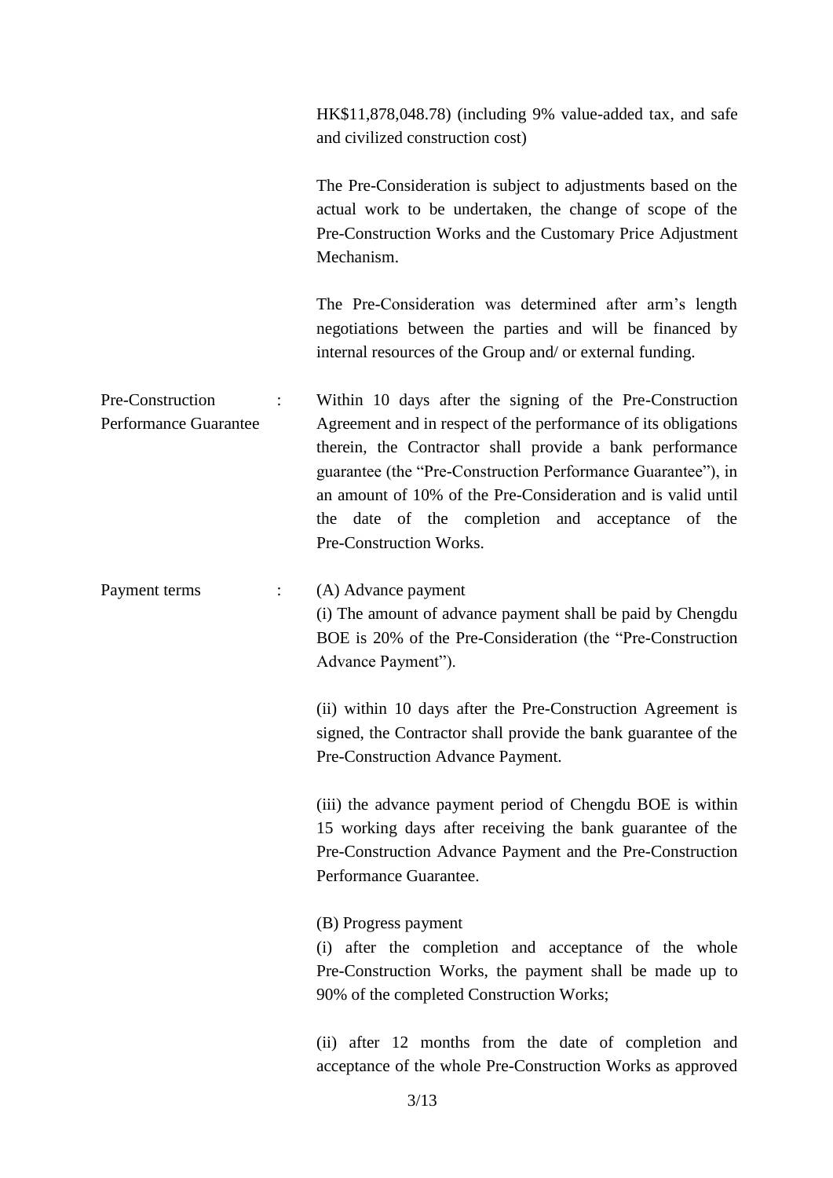| | | |
|---|---|---|
| | | HK$11,878,048.78) (including 9% value-added tax, and safe and civilized construction cost)<br><br>The Pre-Consideration is subject to adjustments based on the actual work to be undertaken, the change of scope of the Pre-Construction Works and the Customary Price Adjustment Mechanism.<br><br>The Pre-Consideration was determined after arm's length negotiations between the parties and will be financed by internal resources of the Group and/ or external funding. |
| Pre-Construction Performance Guarantee | : | Within 10 days after the signing of the Pre-Construction Agreement and in respect of the performance of its obligations therein, the Contractor shall provide a bank performance guarantee (the "Pre-Construction Performance Guarantee"), in an amount of 10% of the Pre-Consideration and is valid until the date of the completion and acceptance of the Pre-Construction Works. |
| Payment terms | : | (A) Advance payment<br>(i) The amount of advance payment shall be paid by Chengdu BOE is 20% of the Pre-Consideration (the "Pre-Construction Advance Payment").<br><br>(ii) within 10 days after the Pre-Construction Agreement is signed, the Contractor shall provide the bank guarantee of the Pre-Construction Advance Payment.<br><br>(iii) the advance payment period of Chengdu BOE is within 15 working days after receiving the bank guarantee of the Pre-Construction Advance Payment and the Pre-Construction Performance Guarantee.<br><br>(B) Progress payment<br>(i) after the completion and acceptance of the whole Pre-Construction Works, the payment shall be made up to 90% of the completed Construction Works;<br><br>(ii) after 12 months from the date of completion and acceptance of the whole Pre-Construction Works as approved |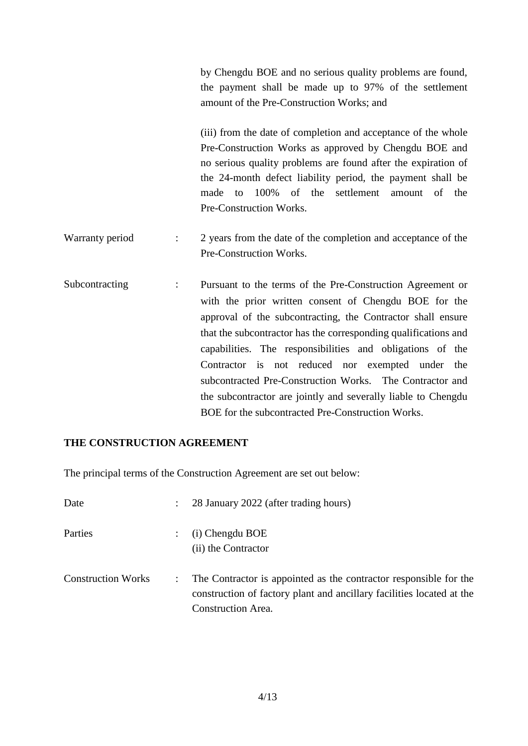|  |  |  |
|---|---|---|
|  |  | by Chengdu BOE and no serious quality problems are found, the payment shall be made up to 97% of the settlement amount of the Pre-Construction Works; and<br><br>(iii) from the date of completion and acceptance of the whole Pre-Construction Works as approved by Chengdu BOE and no serious quality problems are found after the expiration of the 24-month defect liability period, the payment shall be made to 100% of the settlement amount of the Pre-Construction Works. |
| Warranty period | : | 2 years from the date of the completion and acceptance of the Pre-Construction Works. |
| Subcontracting | : | Pursuant to the terms of the Pre-Construction Agreement or with the prior written consent of Chengdu BOE for the approval of the subcontracting, the Contractor shall ensure that the subcontractor has the corresponding qualifications and capabilities. The responsibilities and obligations of the Contractor is not reduced nor exempted under the subcontracted Pre-Construction Works. The Contractor and the subcontractor are jointly and severally liable to Chengdu BOE for the subcontracted Pre-Construction Works. |

**THE CONSTRUCTION AGREEMENT**

The principal terms of the Construction Agreement are set out below:

|  |  |  |
|---|---|---|
| Date | : | 28 January 2022 (after trading hours) |
| Parties | : | (i) Chengdu BOE<br>(ii) the Contractor |
| Construction Works | : | The Contractor is appointed as the contractor responsible for the construction of factory plant and ancillary facilities located at the Construction Area. |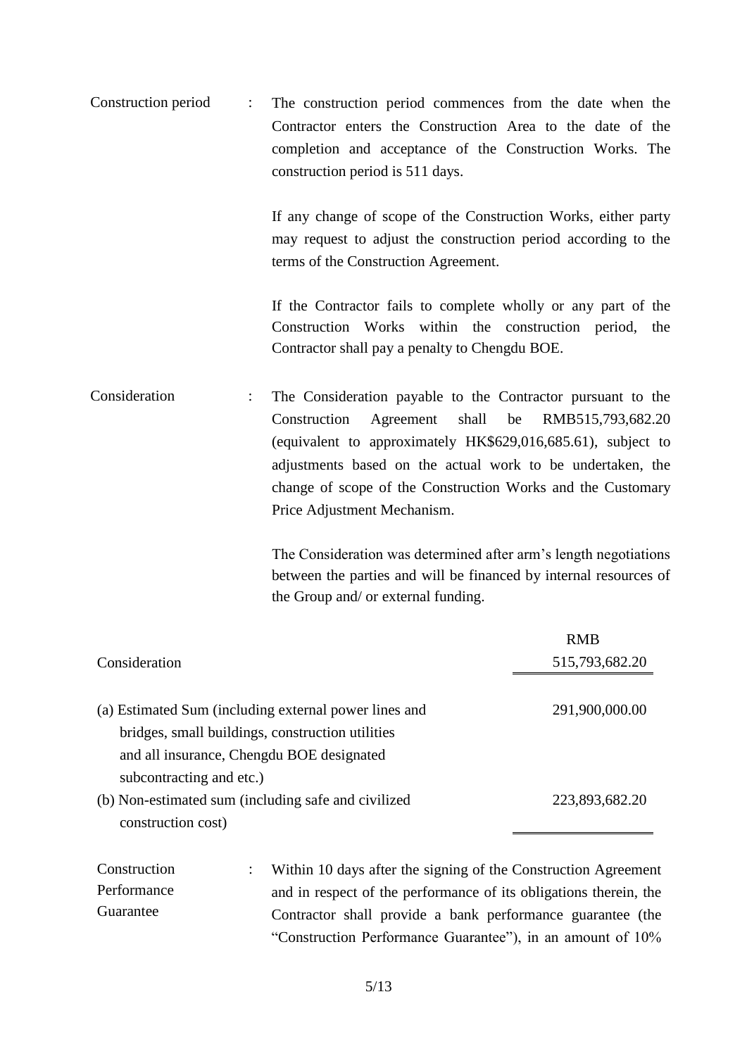| | | |
|---|---|---|
| Construction period | : | The construction period commences from the date when the Contractor enters the Construction Area to the date of the completion and acceptance of the Construction Works. The construction period is 511 days.<br><br>If any change of scope of the Construction Works, either party may request to adjust the construction period according to the terms of the Construction Agreement.<br><br>If the Contractor fails to complete wholly or any part of the Construction Works within the construction period, the Contractor shall pay a penalty to Chengdu BOE. |
| Consideration | : | The Consideration payable to the Contractor pursuant to the Construction Agreement shall be RMB515,793,682.20 (equivalent to approximately HK$629,016,685.61), subject to adjustments based on the actual work to be undertaken, the change of scope of the Construction Works and the Customary Price Adjustment Mechanism.<br><br>The Consideration was determined after arm's length negotiations between the parties and will be financed by internal resources of the Group and/ or external funding. |

| | RMB |
|---|---|
| Consideration | 515,793,682.20 |
| (a) Estimated Sum (including external power lines and bridges, small buildings, construction utilities and all insurance, Chengdu BOE designated subcontracting and etc.) | 291,900,000.00 |
| (b) Non-estimated sum (including safe and civilized construction cost) | 223,893,682.20 |

| | | |
|---|---|---|
| Construction Performance Guarantee | : | Within 10 days after the signing of the Construction Agreement and in respect of the performance of its obligations therein, the Contractor shall provide a bank performance guarantee (the "Construction Performance Guarantee"), in an amount of 10% |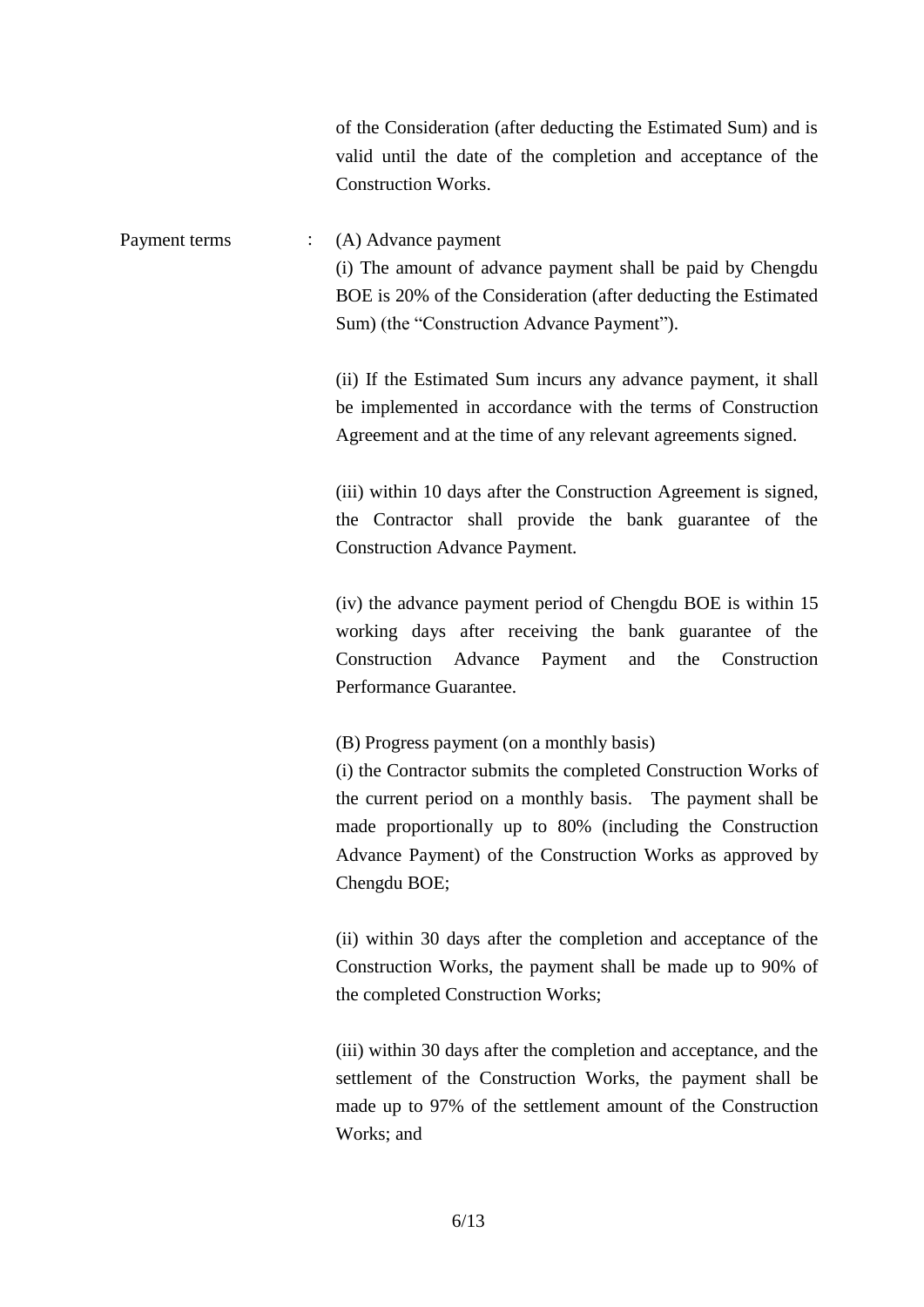of the Consideration (after deducting the Estimated Sum) and is valid until the date of the completion and acceptance of the Construction Works.

Payment terms : (A) Advance payment

(i) The amount of advance payment shall be paid by Chengdu BOE is 20% of the Consideration (after deducting the Estimated Sum) (the "Construction Advance Payment").

(ii) If the Estimated Sum incurs any advance payment, it shall be implemented in accordance with the terms of Construction Agreement and at the time of any relevant agreements signed.

(iii) within 10 days after the Construction Agreement is signed, the Contractor shall provide the bank guarantee of the Construction Advance Payment.

(iv) the advance payment period of Chengdu BOE is within 15 working days after receiving the bank guarantee of the Construction Advance Payment and the Construction Performance Guarantee.

(B) Progress payment (on a monthly basis)

(i) the Contractor submits the completed Construction Works of the current period on a monthly basis. The payment shall be made proportionally up to 80% (including the Construction Advance Payment) of the Construction Works as approved by Chengdu BOE;

(ii) within 30 days after the completion and acceptance of the Construction Works, the payment shall be made up to 90% of the completed Construction Works;

(iii) within 30 days after the completion and acceptance, and the settlement of the Construction Works, the payment shall be made up to 97% of the settlement amount of the Construction Works; and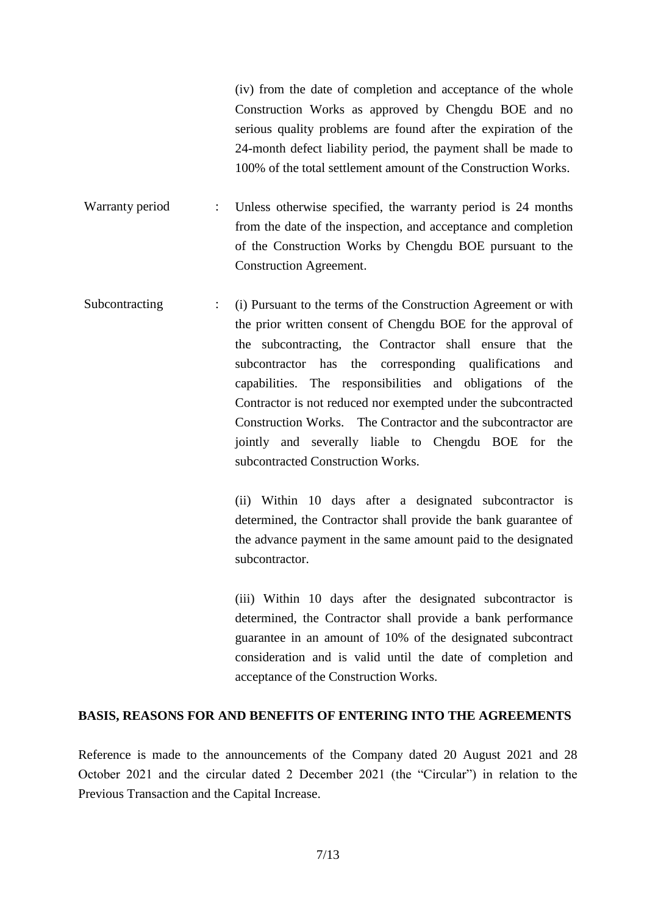|  |  |  |
|---|---|---|
|  |  | (iv) from the date of completion and acceptance of the whole Construction Works as approved by Chengdu BOE and no serious quality problems are found after the expiration of the 24-month defect liability period, the payment shall be made to 100% of the total settlement amount of the Construction Works. |
| Warranty period | : | Unless otherwise specified, the warranty period is 24 months from the date of the inspection, and acceptance and completion of the Construction Works by Chengdu BOE pursuant to the Construction Agreement. |
| Subcontracting | : | (i) Pursuant to the terms of the Construction Agreement or with the prior written consent of Chengdu BOE for the approval of the subcontracting, the Contractor shall ensure that the subcontractor has the corresponding qualifications and capabilities. The responsibilities and obligations of the Contractor is not reduced nor exempted under the subcontracted Construction Works. The Contractor and the subcontractor are jointly and severally liable to Chengdu BOE for the subcontracted Construction Works.<br><br>(ii) Within 10 days after a designated subcontractor is determined, the Contractor shall provide the bank guarantee of the advance payment in the same amount paid to the designated subcontractor.<br><br>(iii) Within 10 days after the designated subcontractor is determined, the Contractor shall provide a bank performance guarantee in an amount of 10% of the designated subcontract consideration and is valid until the date of completion and acceptance of the Construction Works. |

**BASIS, REASONS FOR AND BENEFITS OF ENTERING INTO THE AGREEMENTS**

Reference is made to the announcements of the Company dated 20 August 2021 and 28 October 2021 and the circular dated 2 December 2021 (the "Circular") in relation to the Previous Transaction and the Capital Increase.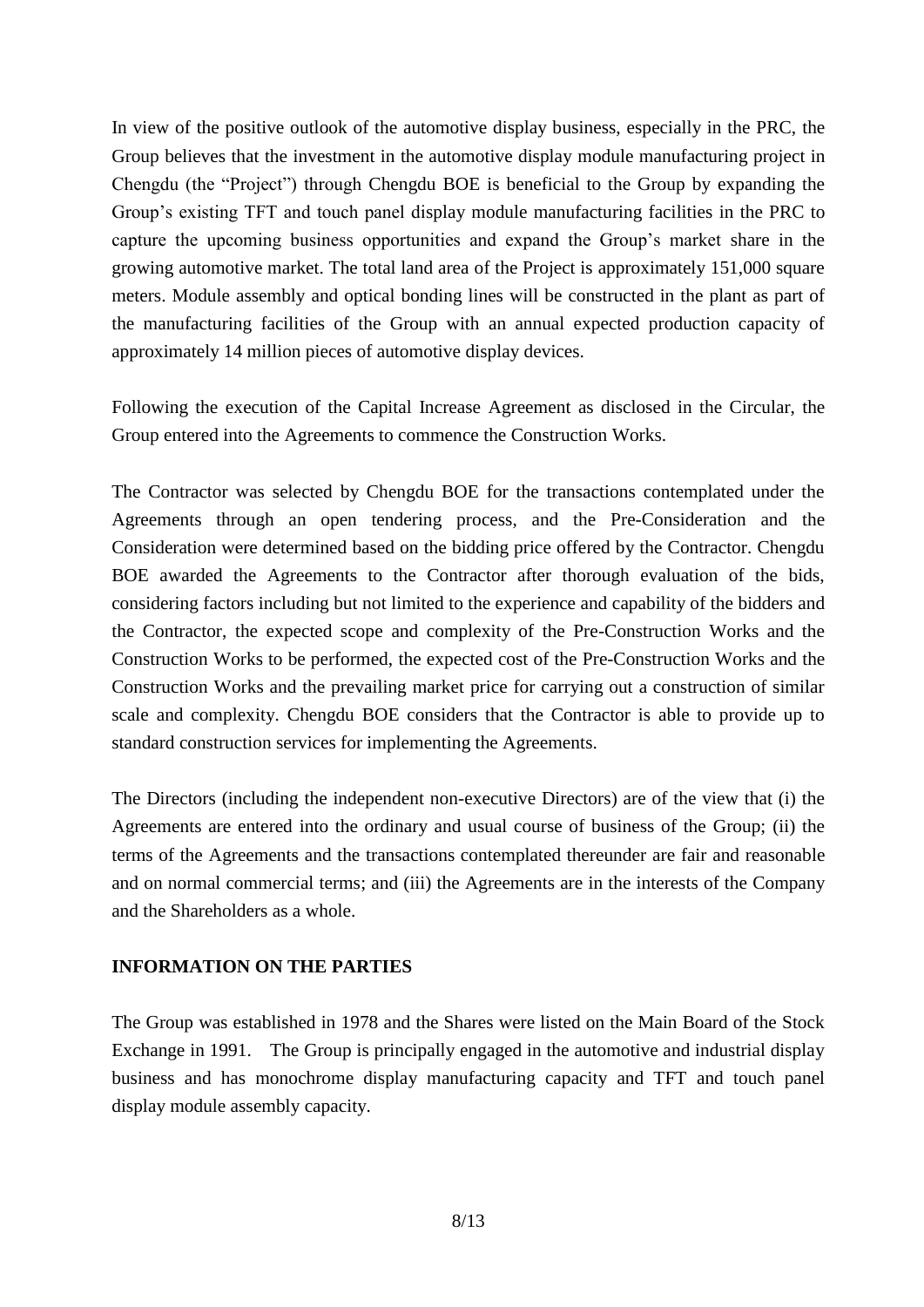In view of the positive outlook of the automotive display business, especially in the PRC, the Group believes that the investment in the automotive display module manufacturing project in Chengdu (the "Project") through Chengdu BOE is beneficial to the Group by expanding the Group's existing TFT and touch panel display module manufacturing facilities in the PRC to capture the upcoming business opportunities and expand the Group's market share in the growing automotive market. The total land area of the Project is approximately 151,000 square meters. Module assembly and optical bonding lines will be constructed in the plant as part of the manufacturing facilities of the Group with an annual expected production capacity of approximately 14 million pieces of automotive display devices.

Following the execution of the Capital Increase Agreement as disclosed in the Circular, the Group entered into the Agreements to commence the Construction Works.

The Contractor was selected by Chengdu BOE for the transactions contemplated under the Agreements through an open tendering process, and the Pre-Consideration and the Consideration were determined based on the bidding price offered by the Contractor. Chengdu BOE awarded the Agreements to the Contractor after thorough evaluation of the bids, considering factors including but not limited to the experience and capability of the bidders and the Contractor, the expected scope and complexity of the Pre-Construction Works and the Construction Works to be performed, the expected cost of the Pre-Construction Works and the Construction Works and the prevailing market price for carrying out a construction of similar scale and complexity. Chengdu BOE considers that the Contractor is able to provide up to standard construction services for implementing the Agreements.

The Directors (including the independent non-executive Directors) are of the view that (i) the Agreements are entered into the ordinary and usual course of business of the Group; (ii) the terms of the Agreements and the transactions contemplated thereunder are fair and reasonable and on normal commercial terms; and (iii) the Agreements are in the interests of the Company and the Shareholders as a whole.

## INFORMATION ON THE PARTIES

The Group was established in 1978 and the Shares were listed on the Main Board of the Stock Exchange in 1991. The Group is principally engaged in the automotive and industrial display business and has monochrome display manufacturing capacity and TFT and touch panel display module assembly capacity.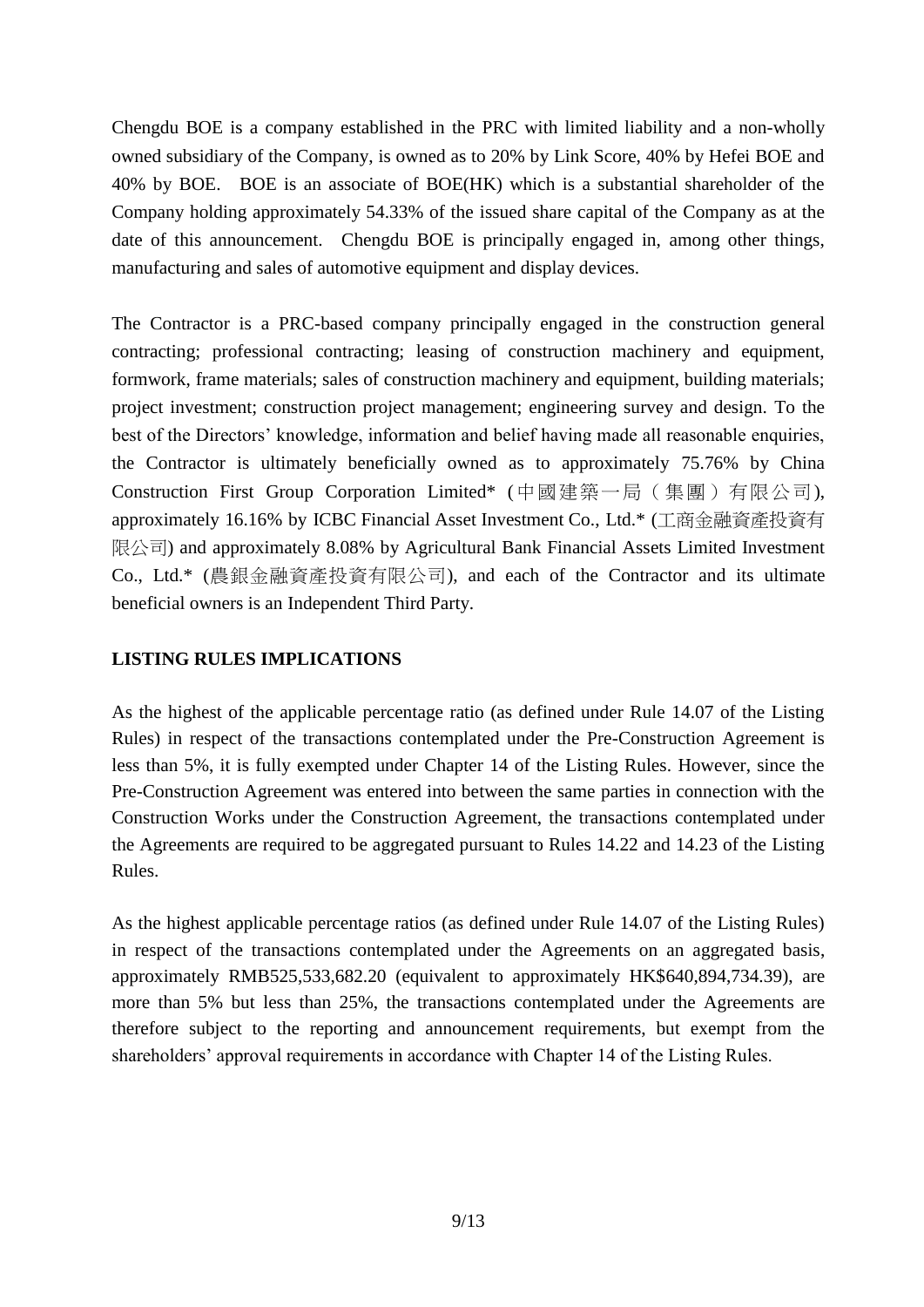Chengdu BOE is a company established in the PRC with limited liability and a non-wholly owned subsidiary of the Company, is owned as to 20% by Link Score, 40% by Hefei BOE and 40% by BOE. BOE is an associate of BOE(HK) which is a substantial shareholder of the Company holding approximately 54.33% of the issued share capital of the Company as at the date of this announcement. Chengdu BOE is principally engaged in, among other things, manufacturing and sales of automotive equipment and display devices.

The Contractor is a PRC-based company principally engaged in the construction general contracting; professional contracting; leasing of construction machinery and equipment, formwork, frame materials; sales of construction machinery and equipment, building materials; project investment; construction project management; engineering survey and design. To the best of the Directors' knowledge, information and belief having made all reasonable enquiries, the Contractor is ultimately beneficially owned as to approximately 75.76% by China Construction First Group Corporation Limited* (中國建築一局（集團）有限公司), approximately 16.16% by ICBC Financial Asset Investment Co., Ltd.* (工商金融資產投資有限公司) and approximately 8.08% by Agricultural Bank Financial Assets Limited Investment Co., Ltd.* (農銀金融資產投資有限公司), and each of the Contractor and its ultimate beneficial owners is an Independent Third Party.

**LISTING RULES IMPLICATIONS**

As the highest of the applicable percentage ratio (as defined under Rule 14.07 of the Listing Rules) in respect of the transactions contemplated under the Pre-Construction Agreement is less than 5%, it is fully exempted under Chapter 14 of the Listing Rules. However, since the Pre-Construction Agreement was entered into between the same parties in connection with the Construction Works under the Construction Agreement, the transactions contemplated under the Agreements are required to be aggregated pursuant to Rules 14.22 and 14.23 of the Listing Rules.

As the highest applicable percentage ratios (as defined under Rule 14.07 of the Listing Rules) in respect of the transactions contemplated under the Agreements on an aggregated basis, approximately RMB525,533,682.20 (equivalent to approximately HK$640,894,734.39), are more than 5% but less than 25%, the transactions contemplated under the Agreements are therefore subject to the reporting and announcement requirements, but exempt from the shareholders' approval requirements in accordance with Chapter 14 of the Listing Rules.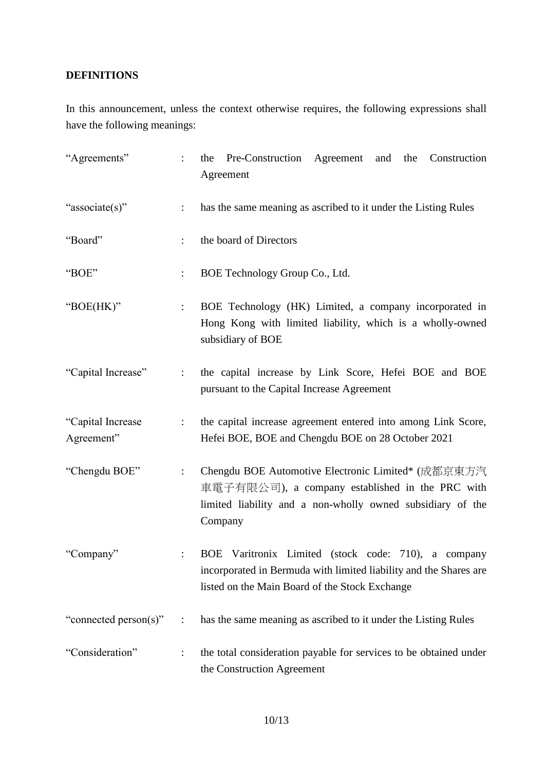**DEFINITIONS**

In this announcement, unless the context otherwise requires, the following expressions shall have the following meanings:

| | | |
|---|---|---|
| "Agreements" | : | the Pre-Construction Agreement and the Construction Agreement |
| "associate(s)" | : | has the same meaning as ascribed to it under the Listing Rules |
| "Board" | : | the board of Directors |
| "BOE" | : | BOE Technology Group Co., Ltd. |
| "BOE(HK)" | : | BOE Technology (HK) Limited, a company incorporated in Hong Kong with limited liability, which is a wholly-owned subsidiary of BOE |
| "Capital Increase" | : | the capital increase by Link Score, Hefei BOE and BOE pursuant to the Capital Increase Agreement |
| "Capital Increase Agreement" | : | the capital increase agreement entered into among Link Score, Hefei BOE, BOE and Chengdu BOE on 28 October 2021 |
| "Chengdu BOE" | : | Chengdu BOE Automotive Electronic Limited* (成都京東方汽車電子有限公司), a company established in the PRC with limited liability and a non-wholly owned subsidiary of the Company |
| "Company" | : | BOE Varitronix Limited (stock code: 710), a company incorporated in Bermuda with limited liability and the Shares are listed on the Main Board of the Stock Exchange |
| "connected person(s)" | : | has the same meaning as ascribed to it under the Listing Rules |
| "Consideration" | : | the total consideration payable for services to be obtained under the Construction Agreement |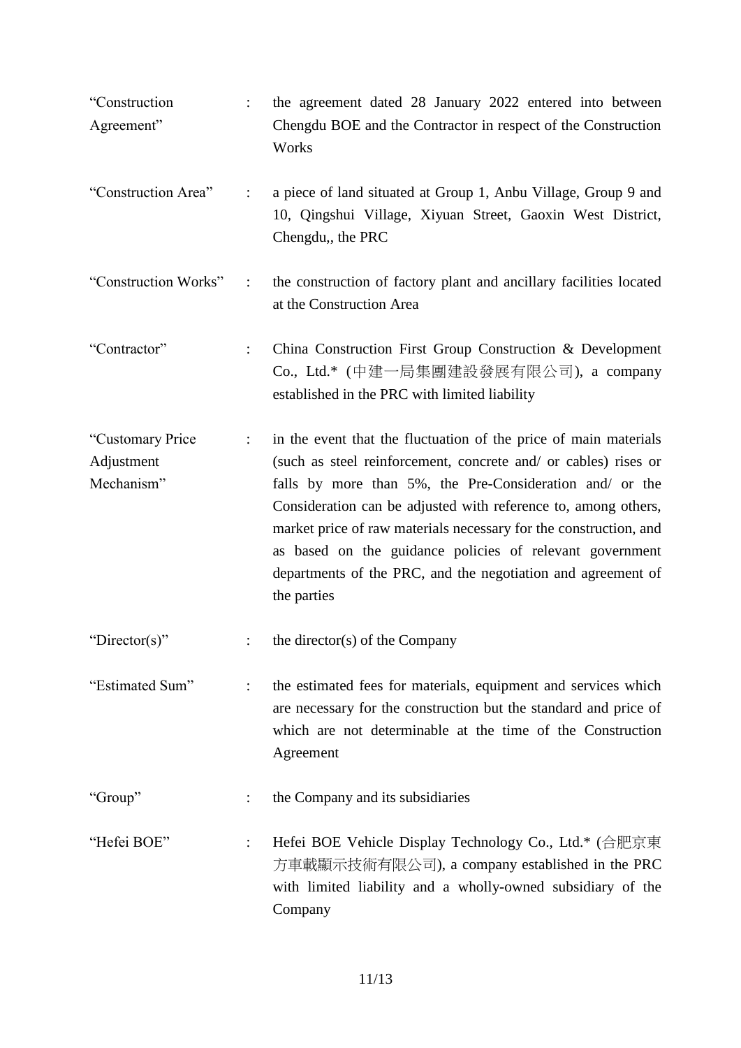| | | |
|---|---|---|
| "Construction Agreement" | : | the agreement dated 28 January 2022 entered into between Chengdu BOE and the Contractor in respect of the Construction Works |
| "Construction Area" | : | a piece of land situated at Group 1, Anbu Village, Group 9 and 10, Qingshui Village, Xiyuan Street, Gaoxin West District, Chengdu,, the PRC |
| "Construction Works" | : | the construction of factory plant and ancillary facilities located at the Construction Area |
| "Contractor" | : | China Construction First Group Construction & Development Co., Ltd.* (中建一局集團建設發展有限公司), a company established in the PRC with limited liability |
| "Customary Price Adjustment Mechanism" | : | in the event that the fluctuation of the price of main materials (such as steel reinforcement, concrete and/ or cables) rises or falls by more than 5%, the Pre-Consideration and/ or the Consideration can be adjusted with reference to, among others, market price of raw materials necessary for the construction, and as based on the guidance policies of relevant government departments of the PRC, and the negotiation and agreement of the parties |
| "Director(s)" | : | the director(s) of the Company |
| "Estimated Sum" | : | the estimated fees for materials, equipment and services which are necessary for the construction but the standard and price of which are not determinable at the time of the Construction Agreement |
| "Group" | : | the Company and its subsidiaries |
| "Hefei BOE" | : | Hefei BOE Vehicle Display Technology Co., Ltd.* (合肥京東方車載顯示技術有限公司), a company established in the PRC with limited liability and a wholly-owned subsidiary of the Company |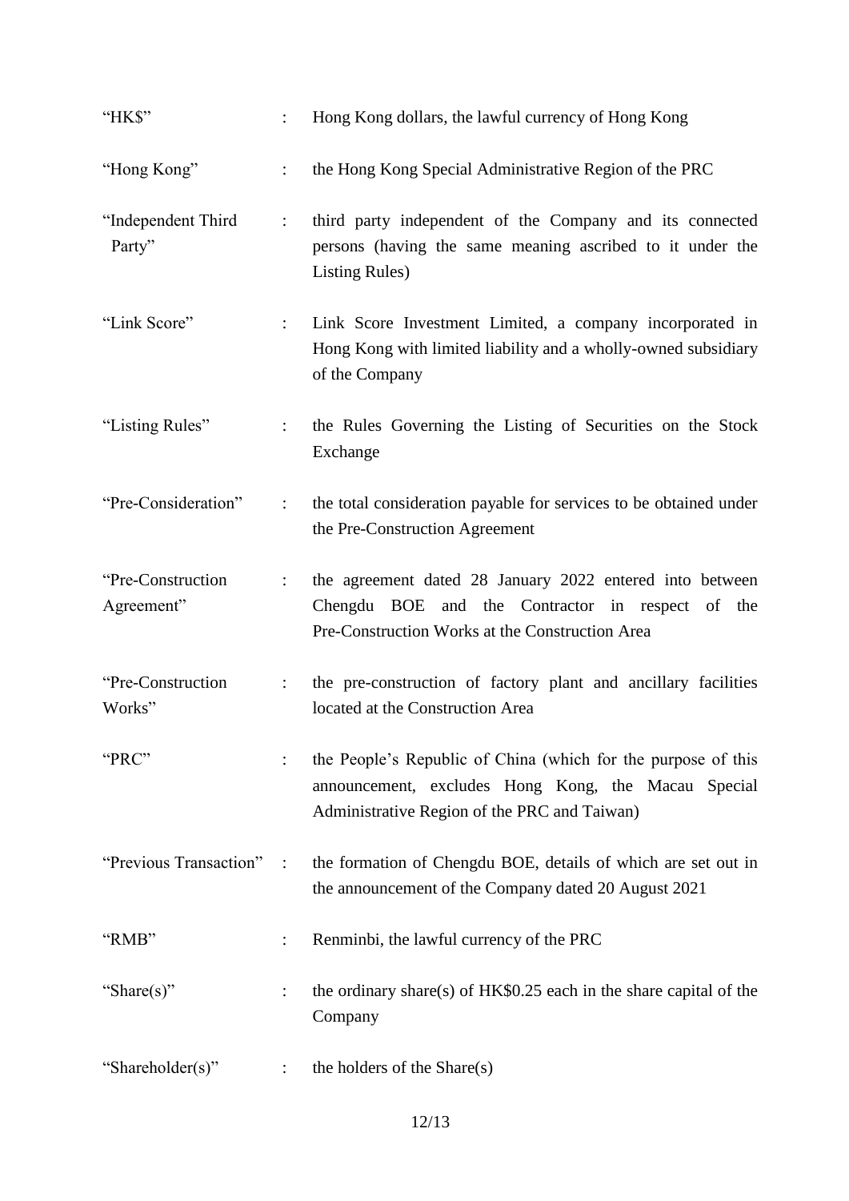| | | |
|---|---|---|
| "HK$" | : | Hong Kong dollars, the lawful currency of Hong Kong |
| "Hong Kong" | : | the Hong Kong Special Administrative Region of the PRC |
| "Independent Third Party" | : | third party independent of the Company and its connected persons (having the same meaning ascribed to it under the Listing Rules) |
| "Link Score" | : | Link Score Investment Limited, a company incorporated in Hong Kong with limited liability and a wholly-owned subsidiary of the Company |
| "Listing Rules" | : | the Rules Governing the Listing of Securities on the Stock Exchange |
| "Pre-Consideration" | : | the total consideration payable for services to be obtained under the Pre-Construction Agreement |
| "Pre-Construction Agreement" | : | the agreement dated 28 January 2022 entered into between Chengdu BOE and the Contractor in respect of the Pre-Construction Works at the Construction Area |
| "Pre-Construction Works" | : | the pre-construction of factory plant and ancillary facilities located at the Construction Area |
| "PRC" | : | the People's Republic of China (which for the purpose of this announcement, excludes Hong Kong, the Macau Special Administrative Region of the PRC and Taiwan) |
| "Previous Transaction" | : | the formation of Chengdu BOE, details of which are set out in the announcement of the Company dated 20 August 2021 |
| "RMB" | : | Renminbi, the lawful currency of the PRC |
| "Share(s)" | : | the ordinary share(s) of HK$0.25 each in the share capital of the Company |
| "Shareholder(s)" | : | the holders of the Share(s) |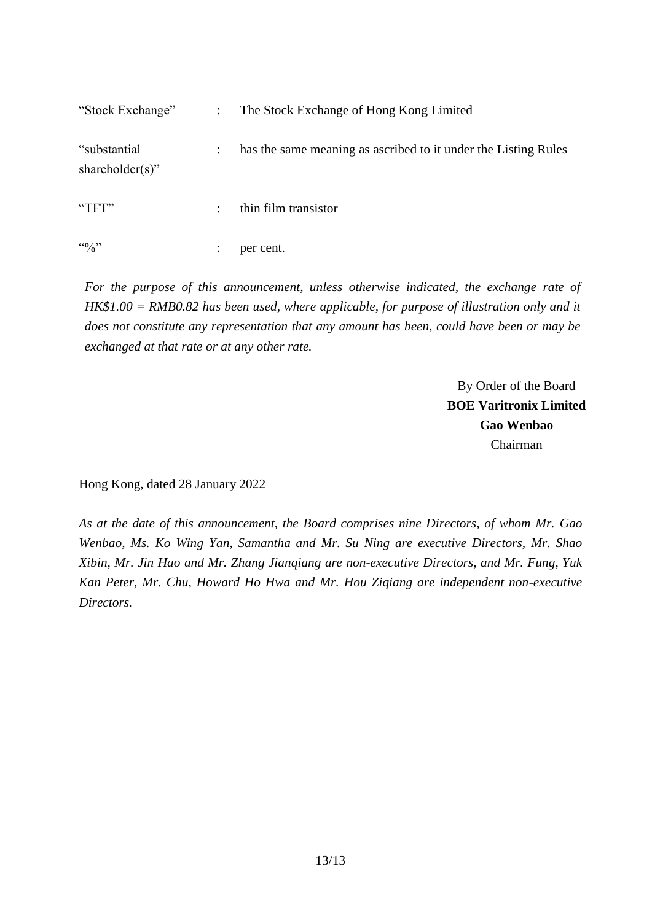| | | |
|---|---|---|
| "Stock Exchange" | : | The Stock Exchange of Hong Kong Limited |
| "substantial shareholder(s)" | : | has the same meaning as ascribed to it under the Listing Rules |
| "TFT" | : | thin film transistor |
| "%" | : | per cent. |

*For the purpose of this announcement, unless otherwise indicated, the exchange rate of HK$1.00 = RMB0.82 has been used, where applicable, for purpose of illustration only and it does not constitute any representation that any amount has been, could have been or may be exchanged at that rate or at any other rate.*

By Order of the Board
**BOE Varitronix Limited**
**Gao Wenbao**
Chairman

Hong Kong, dated 28 January 2022

*As at the date of this announcement, the Board comprises nine Directors, of whom Mr. Gao Wenbao, Ms. Ko Wing Yan, Samantha and Mr. Su Ning are executive Directors, Mr. Shao Xibin, Mr. Jin Hao and Mr. Zhang Jianqiang are non-executive Directors, and Mr. Fung, Yuk Kan Peter, Mr. Chu, Howard Ho Hwa and Mr. Hou Ziqiang are independent non-executive Directors.*